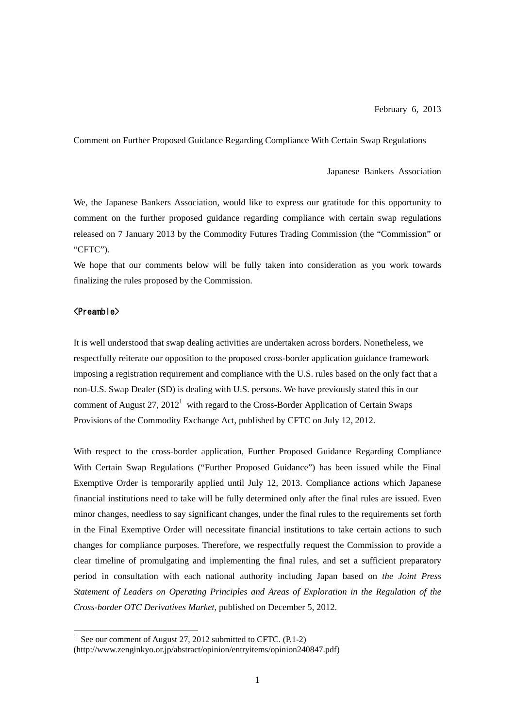February 6, 2013

Comment on Further Proposed Guidance Regarding Compliance With Certain Swap Regulations

Japanese Bankers Association

We, the Japanese Bankers Association, would like to express our gratitude for this opportunity to comment on the further proposed guidance regarding compliance with certain swap regulations released on 7 January 2013 by the Commodity Futures Trading Commission (the "Commission" or "CFTC").

We hope that our comments below will be fully taken into consideration as you work towards finalizing the rules proposed by the Commission.

## <Preamble>

It is well understood that swap dealing activities are undertaken across borders. Nonetheless, we respectfully reiterate our opposition to the proposed cross-border application guidance framework imposing a registration requirement and compliance with the U.S. rules based on the only fact that a non-U.S. Swap Dealer (SD) is dealing with U.S. persons. We have previously stated this in our comment of August 27, 2012[1] with regard to the Cross-Border Application of Certain Swaps Provisions of the Commodity Exchange Act, published by CFTC on July 12, 2012.

With respect to the cross-border application, Further Proposed Guidance Regarding Compliance With Certain Swap Regulations ("Further Proposed Guidance") has been issued while the Final Exemptive Order is temporarily applied until July 12, 2013. Compliance actions which Japanese financial institutions need to take will be fully determined only after the final rules are issued. Even minor changes, needless to say significant changes, under the final rules to the requirements set forth in the Final Exemptive Order will necessitate financial institutions to take certain actions to such changes for compliance purposes. Therefore, we respectfully request the Commission to provide a clear timeline of promulgating and implementing the final rules, and set a sufficient preparatory period in consultation with each national authority including Japan based on *the Joint Press Statement of Leaders on Operating Principles and Areas of Exploration in the Regulation of the Cross-border OTC Derivatives Market*, published on December 5, 2012.

[1] See our comment of August 27, 2012 submitted to CFTC. (P.1-2) (http://www.zenginkyo.or.jp/abstract/opinion/entryitems/opinion240847.pdf)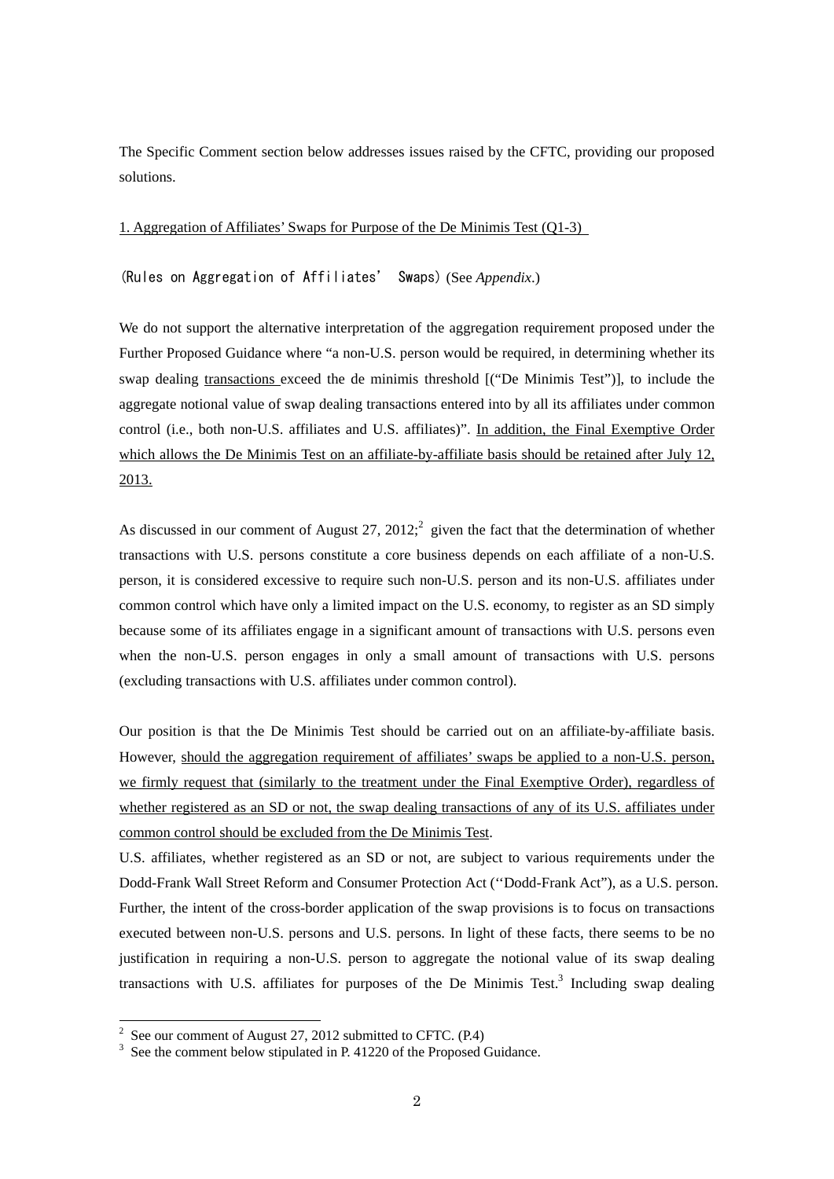The Specific Comment section below addresses issues raised by the CFTC, providing our proposed solutions.

<u>1. Aggregation of Affiliates' Swaps for Purpose of the De Minimis Test (Q1-3)</u>

(Rules on Aggregation of Affiliates' Swaps) (See *Appendix*.)

We do not support the alternative interpretation of the aggregation requirement proposed under the Further Proposed Guidance where "a non-U.S. person would be required, in determining whether its swap dealing <u>transactions</u> exceed the de minimis threshold [("De Minimis Test")], to include the aggregate notional value of swap dealing transactions entered into by all its affiliates under common control (i.e., both non-U.S. affiliates and U.S. affiliates)". <u>In addition, the Final Exemptive Order which allows the De Minimis Test on an affiliate-by-affiliate basis should be retained after July 12, 2013.</u>

As discussed in our comment of August 27, 2012;[2] given the fact that the determination of whether transactions with U.S. persons constitute a core business depends on each affiliate of a non-U.S. person, it is considered excessive to require such non-U.S. person and its non-U.S. affiliates under common control which have only a limited impact on the U.S. economy, to register as an SD simply because some of its affiliates engage in a significant amount of transactions with U.S. persons even when the non-U.S. person engages in only a small amount of transactions with U.S. persons (excluding transactions with U.S. affiliates under common control).

Our position is that the De Minimis Test should be carried out on an affiliate-by-affiliate basis. However, <u>should the aggregation requirement of affiliates' swaps be applied to a non-U.S. person, we firmly request that (similarly to the treatment under the Final Exemptive Order), regardless of whether registered as an SD or not, the swap dealing transactions of any of its U.S. affiliates under common control should be excluded from the De Minimis Test</u>.

U.S. affiliates, whether registered as an SD or not, are subject to various requirements under the Dodd-Frank Wall Street Reform and Consumer Protection Act (''Dodd-Frank Act"), as a U.S. person. Further, the intent of the cross-border application of the swap provisions is to focus on transactions executed between non-U.S. persons and U.S. persons. In light of these facts, there seems to be no justification in requiring a non-U.S. person to aggregate the notional value of its swap dealing transactions with U.S. affiliates for purposes of the De Minimis Test.[3] Including swap dealing

[2] See our comment of August 27, 2012 submitted to CFTC. (P.4)

[3] See the comment below stipulated in P. 41220 of the Proposed Guidance.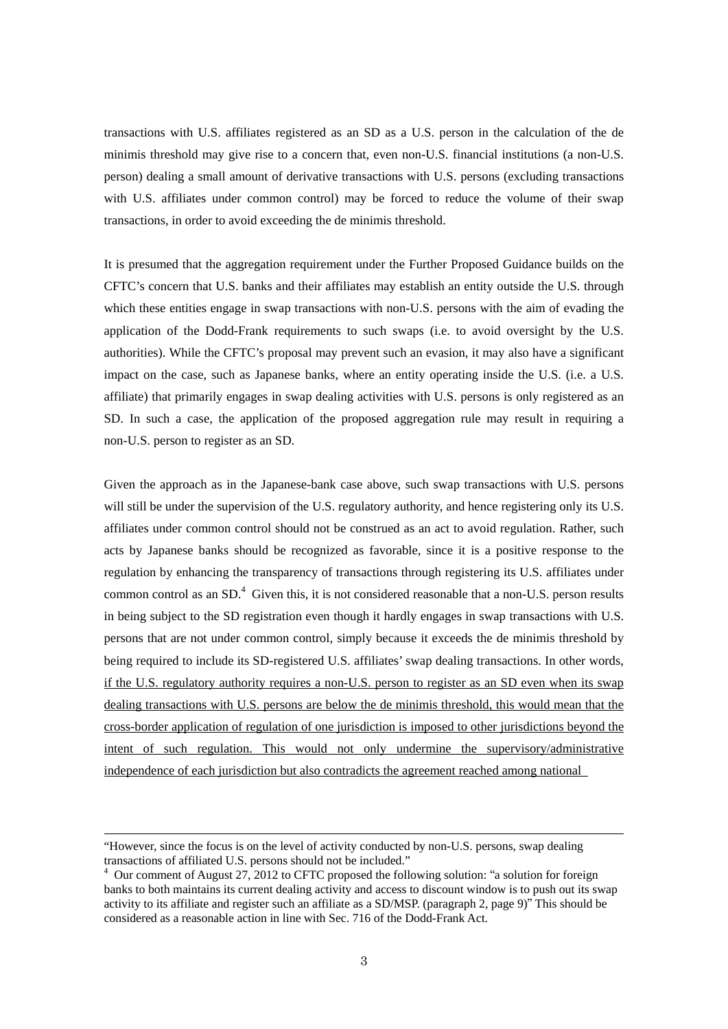transactions with U.S. affiliates registered as an SD as a U.S. person in the calculation of the de minimis threshold may give rise to a concern that, even non-U.S. financial institutions (a non-U.S. person) dealing a small amount of derivative transactions with U.S. persons (excluding transactions with U.S. affiliates under common control) may be forced to reduce the volume of their swap transactions, in order to avoid exceeding the de minimis threshold.

It is presumed that the aggregation requirement under the Further Proposed Guidance builds on the CFTC's concern that U.S. banks and their affiliates may establish an entity outside the U.S. through which these entities engage in swap transactions with non-U.S. persons with the aim of evading the application of the Dodd-Frank requirements to such swaps (i.e. to avoid oversight by the U.S. authorities). While the CFTC's proposal may prevent such an evasion, it may also have a significant impact on the case, such as Japanese banks, where an entity operating inside the U.S. (i.e. a U.S. affiliate) that primarily engages in swap dealing activities with U.S. persons is only registered as an SD. In such a case, the application of the proposed aggregation rule may result in requiring a non-U.S. person to register as an SD.

Given the approach as in the Japanese-bank case above, such swap transactions with U.S. persons will still be under the supervision of the U.S. regulatory authority, and hence registering only its U.S. affiliates under common control should not be construed as an act to avoid regulation. Rather, such acts by Japanese banks should be recognized as favorable, since it is a positive response to the regulation by enhancing the transparency of transactions through registering its U.S. affiliates under common control as an SD.[4] Given this, it is not considered reasonable that a non-U.S. person results in being subject to the SD registration even though it hardly engages in swap transactions with U.S. persons that are not under common control, simply because it exceeds the de minimis threshold by being required to include its SD-registered U.S. affiliates' swap dealing transactions. In other words, <u>if the U.S. regulatory authority requires a non-U.S. person to register as an SD even when its swap dealing transactions with U.S. persons are below the de minimis threshold, this would mean that the cross-border application of regulation of one jurisdiction is imposed to other jurisdictions beyond the intent of such regulation. This would not only undermine the supervisory/administrative independence of each jurisdiction but also contradicts the agreement reached among national</u>

---

"However, since the focus is on the level of activity conducted by non-U.S. persons, swap dealing transactions of affiliated U.S. persons should not be included."

[4] Our comment of August 27, 2012 to CFTC proposed the following solution: "a solution for foreign banks to both maintains its current dealing activity and access to discount window is to push out its swap activity to its affiliate and register such an affiliate as a SD/MSP. (paragraph 2, page 9)" This should be considered as a reasonable action in line with Sec. 716 of the Dodd-Frank Act.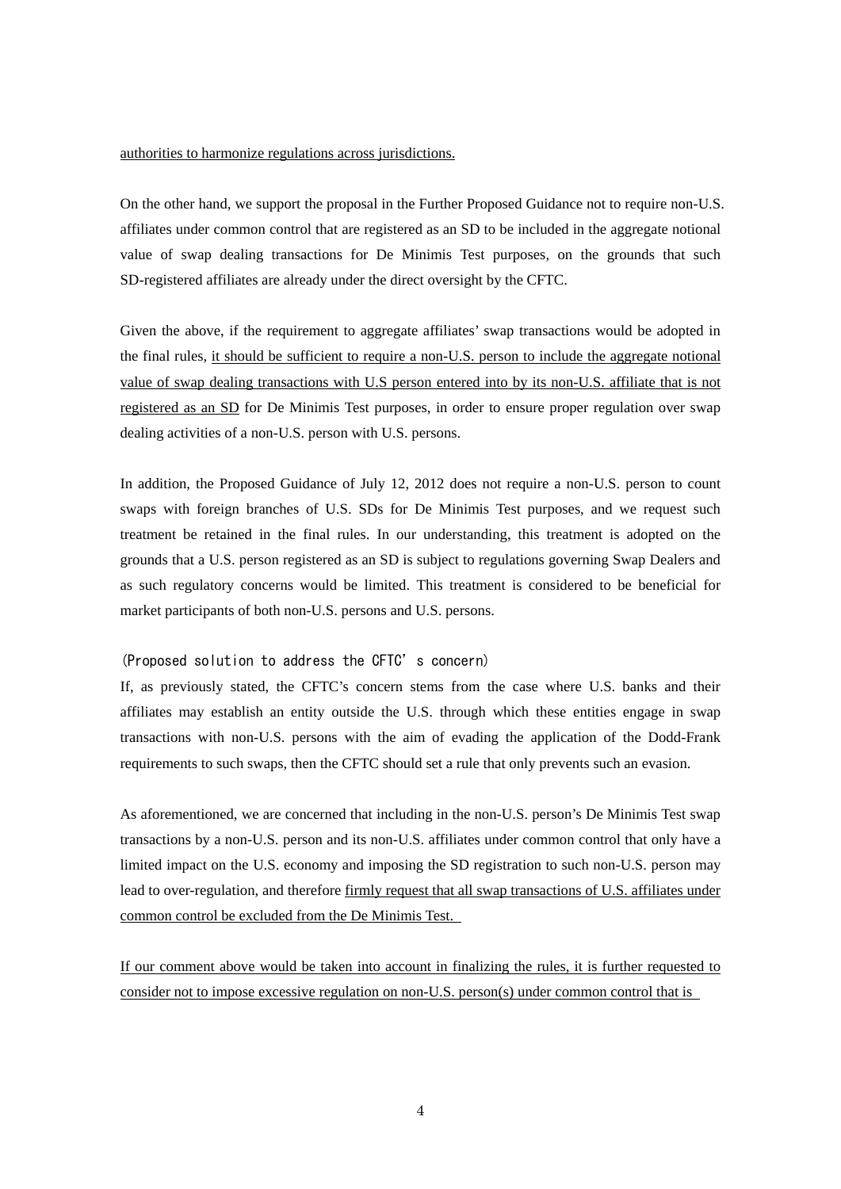authorities to harmonize regulations across jurisdictions.

On the other hand, we support the proposal in the Further Proposed Guidance not to require non-U.S. affiliates under common control that are registered as an SD to be included in the aggregate notional value of swap dealing transactions for De Minimis Test purposes, on the grounds that such SD-registered affiliates are already under the direct oversight by the CFTC.

Given the above, if the requirement to aggregate affiliates' swap transactions would be adopted in the final rules, it should be sufficient to require a non-U.S. person to include the aggregate notional value of swap dealing transactions with U.S person entered into by its non-U.S. affiliate that is not registered as an SD for De Minimis Test purposes, in order to ensure proper regulation over swap dealing activities of a non-U.S. person with U.S. persons.

In addition, the Proposed Guidance of July 12, 2012 does not require a non-U.S. person to count swaps with foreign branches of U.S. SDs for De Minimis Test purposes, and we request such treatment be retained in the final rules. In our understanding, this treatment is adopted on the grounds that a U.S. person registered as an SD is subject to regulations governing Swap Dealers and as such regulatory concerns would be limited. This treatment is considered to be beneficial for market participants of both non-U.S. persons and U.S. persons.

(Proposed solution to address the CFTC' s concern)

If, as previously stated, the CFTC's concern stems from the case where U.S. banks and their affiliates may establish an entity outside the U.S. through which these entities engage in swap transactions with non-U.S. persons with the aim of evading the application of the Dodd-Frank requirements to such swaps, then the CFTC should set a rule that only prevents such an evasion.

As aforementioned, we are concerned that including in the non-U.S. person's De Minimis Test swap transactions by a non-U.S. person and its non-U.S. affiliates under common control that only have a limited impact on the U.S. economy and imposing the SD registration to such non-U.S. person may lead to over-regulation, and therefore firmly request that all swap transactions of U.S. affiliates under common control be excluded from the De Minimis Test.

If our comment above would be taken into account in finalizing the rules, it is further requested to consider not to impose excessive regulation on non-U.S. person(s) under common control that is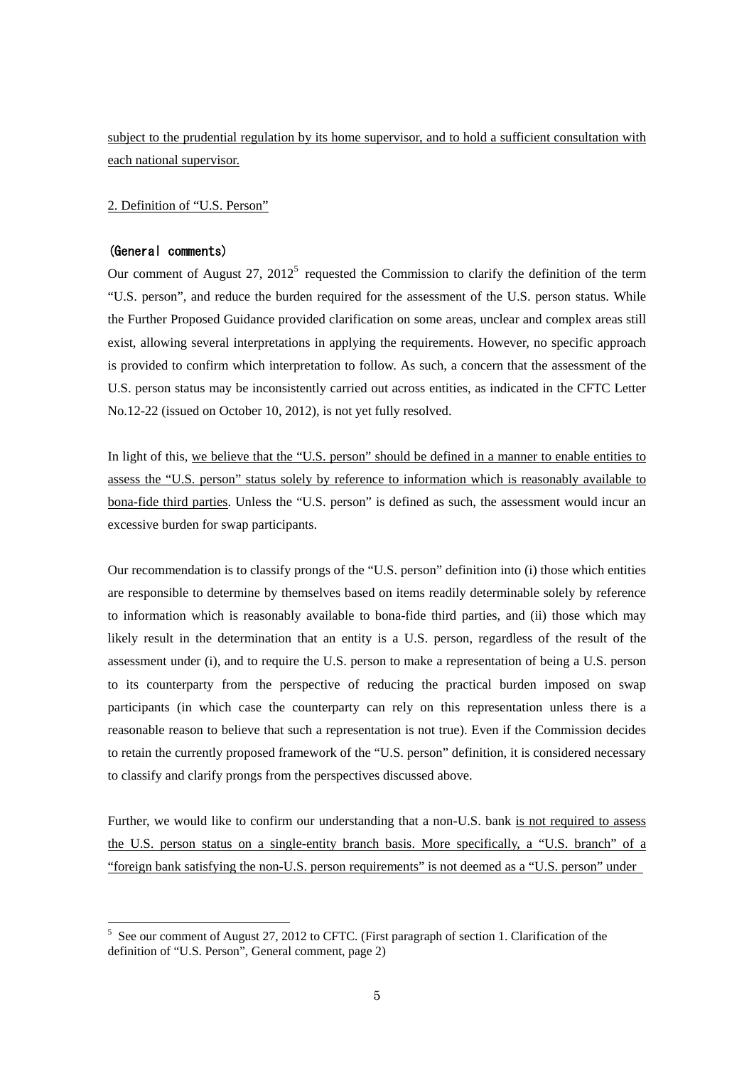subject to the prudential regulation by its home supervisor, and to hold a sufficient consultation with each national supervisor.

2. Definition of "U.S. Person"

(General comments)

Our comment of August 27, 2012[5] requested the Commission to clarify the definition of the term "U.S. person", and reduce the burden required for the assessment of the U.S. person status. While the Further Proposed Guidance provided clarification on some areas, unclear and complex areas still exist, allowing several interpretations in applying the requirements. However, no specific approach is provided to confirm which interpretation to follow. As such, a concern that the assessment of the U.S. person status may be inconsistently carried out across entities, as indicated in the CFTC Letter No.12-22 (issued on October 10, 2012), is not yet fully resolved.

In light of this, we believe that the "U.S. person" should be defined in a manner to enable entities to assess the "U.S. person" status solely by reference to information which is reasonably available to bona-fide third parties. Unless the "U.S. person" is defined as such, the assessment would incur an excessive burden for swap participants.

Our recommendation is to classify prongs of the "U.S. person" definition into (i) those which entities are responsible to determine by themselves based on items readily determinable solely by reference to information which is reasonably available to bona-fide third parties, and (ii) those which may likely result in the determination that an entity is a U.S. person, regardless of the result of the assessment under (i), and to require the U.S. person to make a representation of being a U.S. person to its counterparty from the perspective of reducing the practical burden imposed on swap participants (in which case the counterparty can rely on this representation unless there is a reasonable reason to believe that such a representation is not true). Even if the Commission decides to retain the currently proposed framework of the "U.S. person" definition, it is considered necessary to classify and clarify prongs from the perspectives discussed above.

Further, we would like to confirm our understanding that a non-U.S. bank is not required to assess the U.S. person status on a single-entity branch basis. More specifically, a "U.S. branch" of a "foreign bank satisfying the non-U.S. person requirements" is not deemed as a "U.S. person" under

[5] See our comment of August 27, 2012 to CFTC. (First paragraph of section 1. Clarification of the definition of "U.S. Person", General comment, page 2)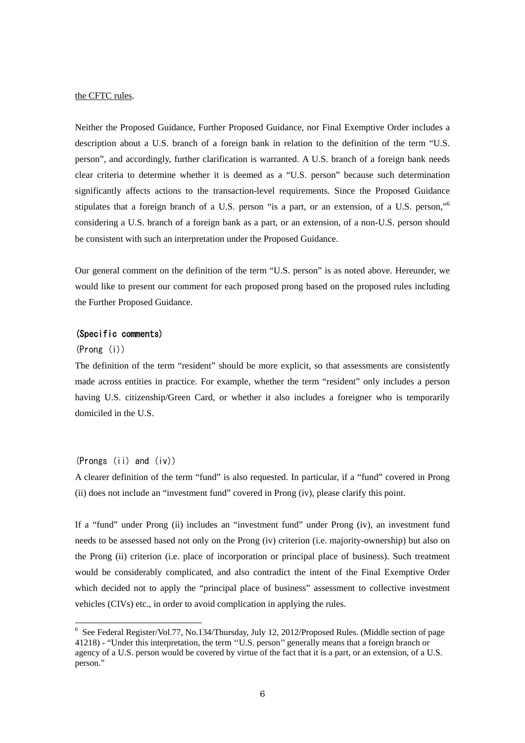the CFTC rules.

Neither the Proposed Guidance, Further Proposed Guidance, nor Final Exemptive Order includes a description about a U.S. branch of a foreign bank in relation to the definition of the term "U.S. person", and accordingly, further clarification is warranted. A U.S. branch of a foreign bank needs clear criteria to determine whether it is deemed as a "U.S. person" because such determination significantly affects actions to the transaction-level requirements. Since the Proposed Guidance stipulates that a foreign branch of a U.S. person "is a part, or an extension, of a U.S. person,"[6] considering a U.S. branch of a foreign bank as a part, or an extension, of a non-U.S. person should be consistent with such an interpretation under the Proposed Guidance.

Our general comment on the definition of the term "U.S. person" is as noted above. Hereunder, we would like to present our comment for each proposed prong based on the proposed rules including the Further Proposed Guidance.

**(Specific comments)**

(Prong (i))

The definition of the term "resident" should be more explicit, so that assessments are consistently made across entities in practice. For example, whether the term "resident" only includes a person having U.S. citizenship/Green Card, or whether it also includes a foreigner who is temporarily domiciled in the U.S.

(Prongs (ii) and (iv))

A clearer definition of the term "fund" is also requested. In particular, if a "fund" covered in Prong (ii) does not include an "investment fund" covered in Prong (iv), please clarify this point.

If a "fund" under Prong (ii) includes an "investment fund" under Prong (iv), an investment fund needs to be assessed based not only on the Prong (iv) criterion (i.e. majority-ownership) but also on the Prong (ii) criterion (i.e. place of incorporation or principal place of business). Such treatment would be considerably complicated, and also contradict the intent of the Final Exemptive Order which decided not to apply the "principal place of business" assessment to collective investment vehicles (CIVs) etc., in order to avoid complication in applying the rules.

---

[6] See Federal Register/Vol.77, No.134/Thursday, July 12, 2012/Proposed Rules. (Middle section of page 41218) - "Under this interpretation, the term ''U.S. person'' generally means that a foreign branch or agency of a U.S. person would be covered by virtue of the fact that it is a part, or an extension, of a U.S. person."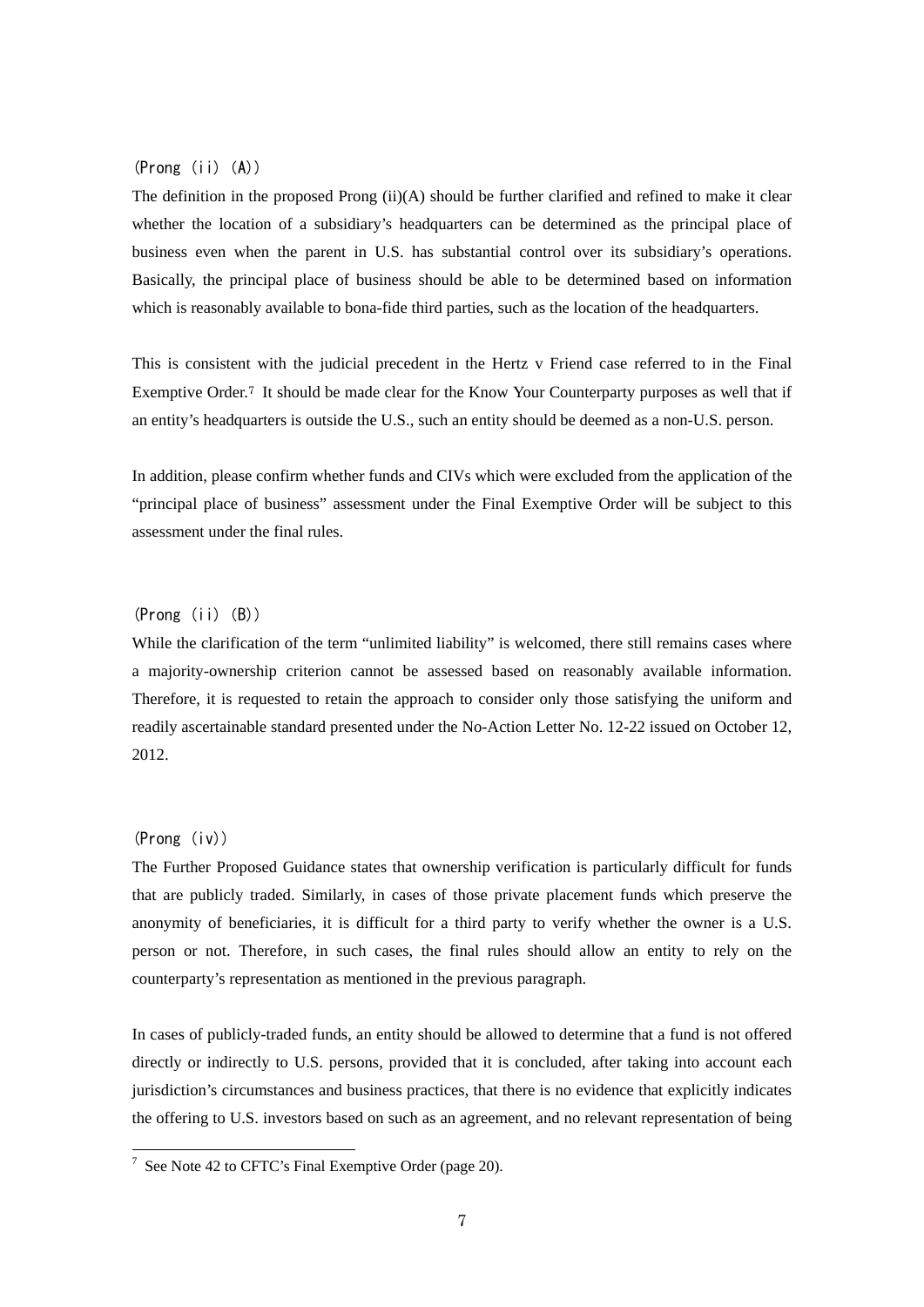(Prong (ii) (A))

The definition in the proposed Prong (ii)(A) should be further clarified and refined to make it clear whether the location of a subsidiary's headquarters can be determined as the principal place of business even when the parent in U.S. has substantial control over its subsidiary's operations. Basically, the principal place of business should be able to be determined based on information which is reasonably available to bona-fide third parties, such as the location of the headquarters.

This is consistent with the judicial precedent in the Hertz v Friend case referred to in the Final Exemptive Order.[7] It should be made clear for the Know Your Counterparty purposes as well that if an entity's headquarters is outside the U.S., such an entity should be deemed as a non-U.S. person.

In addition, please confirm whether funds and CIVs which were excluded from the application of the "principal place of business" assessment under the Final Exemptive Order will be subject to this assessment under the final rules.

(Prong (ii) (B))

While the clarification of the term "unlimited liability" is welcomed, there still remains cases where a majority-ownership criterion cannot be assessed based on reasonably available information. Therefore, it is requested to retain the approach to consider only those satisfying the uniform and readily ascertainable standard presented under the No-Action Letter No. 12-22 issued on October 12, 2012.

(Prong (iv))

The Further Proposed Guidance states that ownership verification is particularly difficult for funds that are publicly traded. Similarly, in cases of those private placement funds which preserve the anonymity of beneficiaries, it is difficult for a third party to verify whether the owner is a U.S. person or not. Therefore, in such cases, the final rules should allow an entity to rely on the counterparty's representation as mentioned in the previous paragraph.

In cases of publicly-traded funds, an entity should be allowed to determine that a fund is not offered directly or indirectly to U.S. persons, provided that it is concluded, after taking into account each jurisdiction's circumstances and business practices, that there is no evidence that explicitly indicates the offering to U.S. investors based on such as an agreement, and no relevant representation of being

[7] See Note 42 to CFTC's Final Exemptive Order (page 20).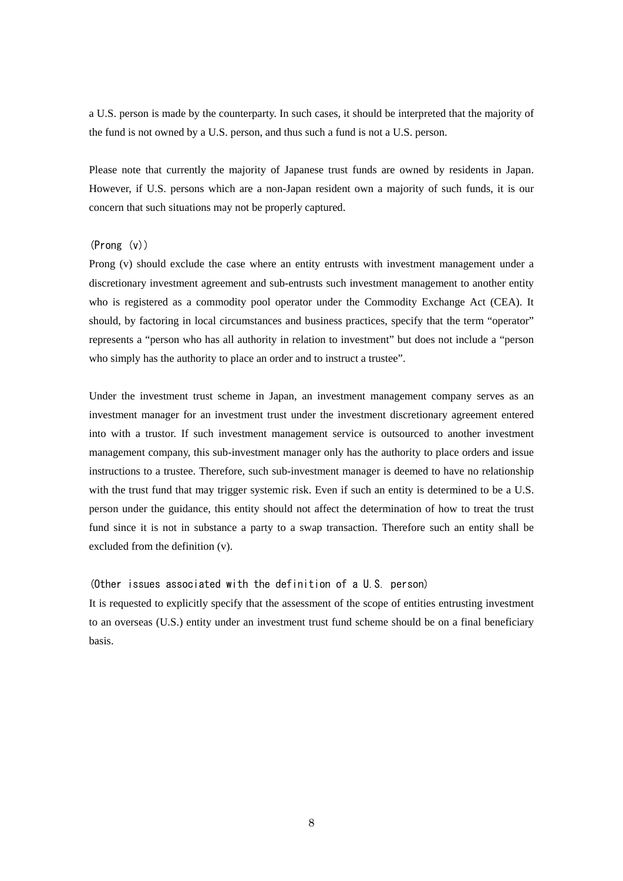a U.S. person is made by the counterparty. In such cases, it should be interpreted that the majority of the fund is not owned by a U.S. person, and thus such a fund is not a U.S. person.

Please note that currently the majority of Japanese trust funds are owned by residents in Japan. However, if U.S. persons which are a non-Japan resident own a majority of such funds, it is our concern that such situations may not be properly captured.

(Prong (v))

Prong (v) should exclude the case where an entity entrusts with investment management under a discretionary investment agreement and sub-entrusts such investment management to another entity who is registered as a commodity pool operator under the Commodity Exchange Act (CEA). It should, by factoring in local circumstances and business practices, specify that the term "operator" represents a "person who has all authority in relation to investment" but does not include a "person who simply has the authority to place an order and to instruct a trustee".

Under the investment trust scheme in Japan, an investment management company serves as an investment manager for an investment trust under the investment discretionary agreement entered into with a trustor. If such investment management service is outsourced to another investment management company, this sub-investment manager only has the authority to place orders and issue instructions to a trustee. Therefore, such sub-investment manager is deemed to have no relationship with the trust fund that may trigger systemic risk. Even if such an entity is determined to be a U.S. person under the guidance, this entity should not affect the determination of how to treat the trust fund since it is not in substance a party to a swap transaction. Therefore such an entity shall be excluded from the definition (v).

(Other issues associated with the definition of a U.S. person)

It is requested to explicitly specify that the assessment of the scope of entities entrusting investment to an overseas (U.S.) entity under an investment trust fund scheme should be on a final beneficiary basis.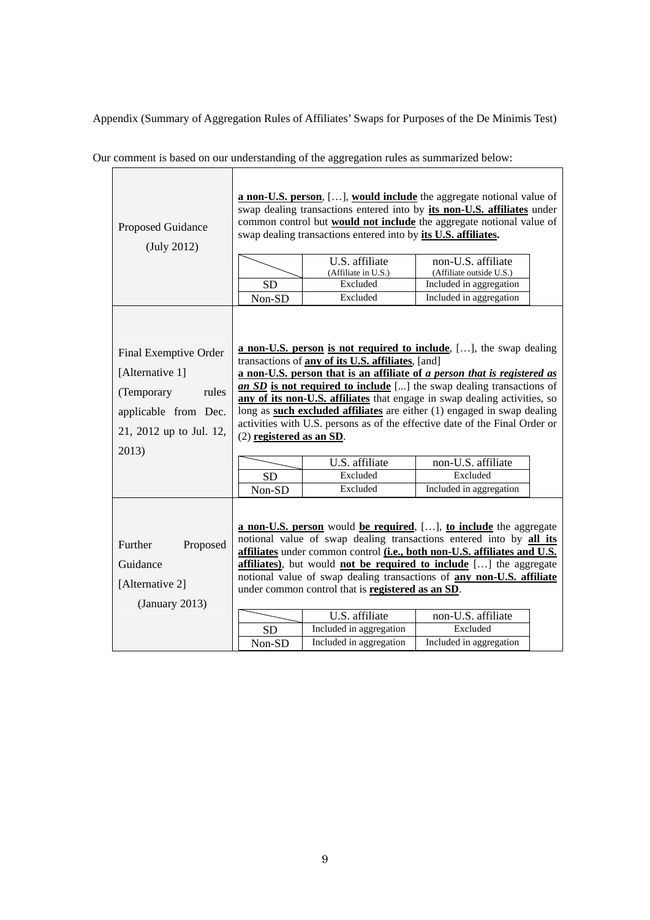Appendix (Summary of Aggregation Rules of Affiliates' Swaps for Purposes of the De Minimis Test)

Our comment is based on our understanding of the aggregation rules as summarized below:

**Proposed Guidance (July 2012)**

**a non-U.S. person**, […], **would include** the aggregate notional value of swap dealing transactions entered into by **its non-U.S. affiliates** under common control but **would not include** the aggregate notional value of swap dealing transactions entered into by **its U.S. affiliates.**

| | U.S. affiliate (Affiliate in U.S.) | non-U.S. affiliate (Affiliate outside U.S.) |
|---|---|---|
| SD | Excluded | Included in aggregation |
| Non-SD | Excluded | Included in aggregation |

**Final Exemptive Order [Alternative 1] (Temporary rules applicable from Dec. 21, 2012 up to Jul. 12, 2013)**

**a non-U.S. person is not required to include**, […], the swap dealing transactions of **any of its U.S. affiliates**, [and]
**a non-U.S. person that is an affiliate of *a person that is registered as an SD* is not required to include** [...] the swap dealing transactions of **any of its non-U.S. affiliates** that engage in swap dealing activities, so long as **such excluded affiliates** are either (1) engaged in swap dealing activities with U.S. persons as of the effective date of the Final Order or (2) **registered as an SD**.

| | U.S. affiliate | non-U.S. affiliate |
|---|---|---|
| SD | Excluded | Excluded |
| Non-SD | Excluded | Included in aggregation |

**Further Proposed Guidance [Alternative 2] (January 2013)**

**a non-U.S. person** would **be required**, […], **to include** the aggregate notional value of swap dealing transactions entered into by **all its affiliates** under common control **(i.e., both non-U.S. affiliates and U.S. affiliates)**, but would **not be required to include** […] the aggregate notional value of swap dealing transactions of **any non-U.S. affiliate** under common control that is **registered as an SD**.

| | U.S. affiliate | non-U.S. affiliate |
|---|---|---|
| SD | Included in aggregation | Excluded |
| Non-SD | Included in aggregation | Included in aggregation |